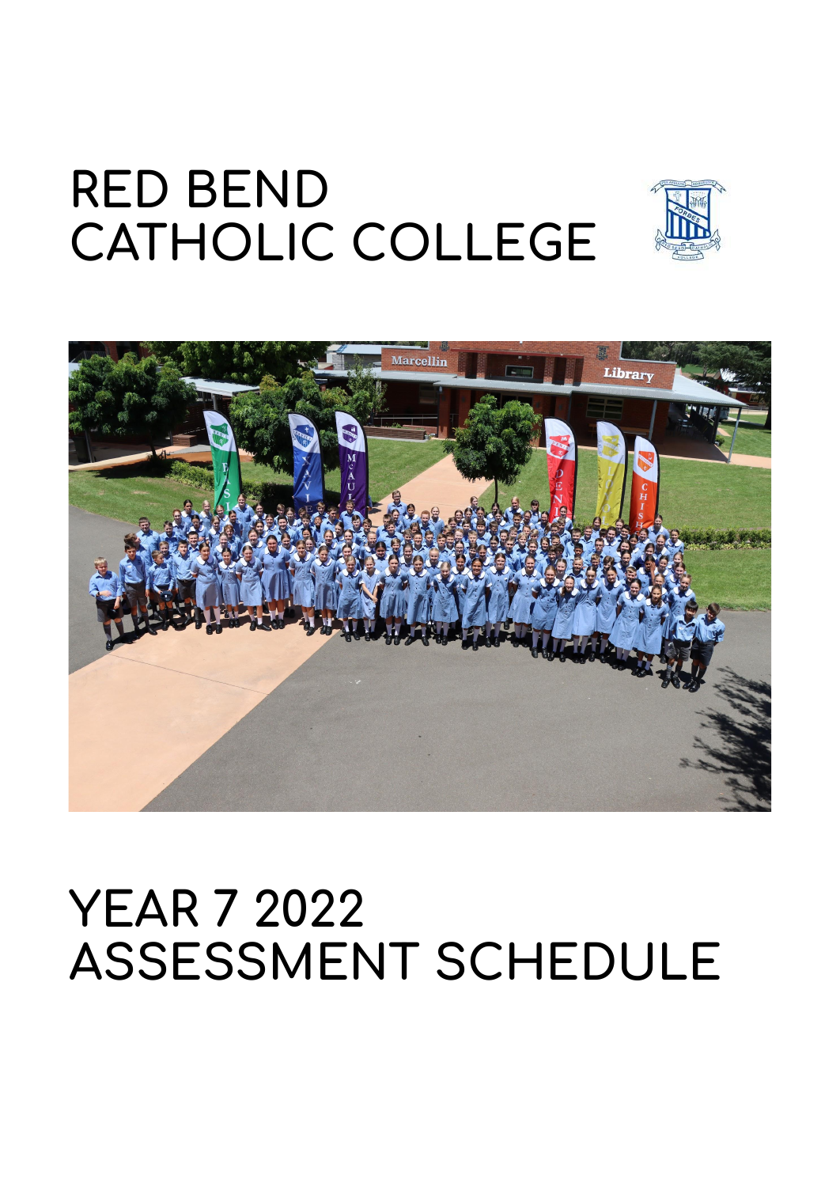# RED BEND CATHOLIC COLLEGE

# YEAR 7 2022 ASSESSMENT SCHEDULE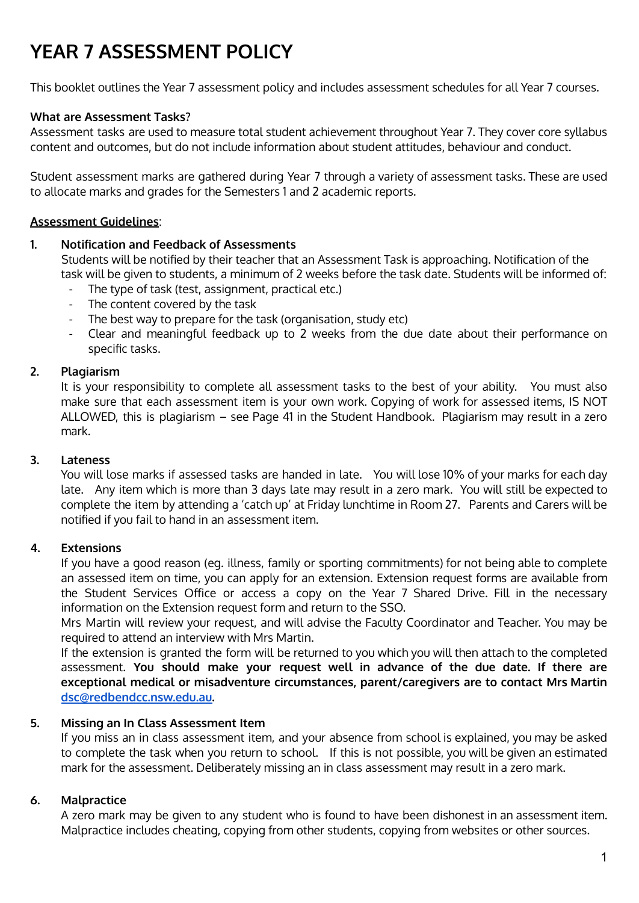# YEAR 7 ASSESSMENT POLICY

This booklet outlines the Year 7 assessment policy and includes assessment schedules for all Year 7 courses.

**What are Assessment Tasks?**
Assessment tasks are used to measure total student achievement throughout Year 7. They cover core syllabus content and outcomes, but do not include information about student attitudes, behaviour and conduct.

Student assessment marks are gathered during Year 7 through a variety of assessment tasks. These are used to allocate marks and grades for the Semesters 1 and 2 academic reports.

**Assessment Guidelines**:

1. **Notification and Feedback of Assessments**
   Students will be notified by their teacher that an Assessment Task is approaching. Notification of the task will be given to students, a minimum of 2 weeks before the task date. Students will be informed of:
   - The type of task (test, assignment, practical etc.)
   - The content covered by the task
   - The best way to prepare for the task (organisation, study etc)
   - Clear and meaningful feedback up to 2 weeks from the due date about their performance on specific tasks.

2. **Plagiarism**
   It is your responsibility to complete all assessment tasks to the best of your ability. You must also make sure that each assessment item is your own work. Copying of work for assessed items, IS NOT ALLOWED, this is plagiarism – see Page 41 in the Student Handbook. Plagiarism may result in a zero mark.

3. **Lateness**
   You will lose marks if assessed tasks are handed in late. You will lose 10% of your marks for each day late. Any item which is more than 3 days late may result in a zero mark. You will still be expected to complete the item by attending a 'catch up' at Friday lunchtime in Room 27. Parents and Carers will be notified if you fail to hand in an assessment item.

4. **Extensions**
   If you have a good reason (eg. illness, family or sporting commitments) for not being able to complete an assessed item on time, you can apply for an extension. Extension request forms are available from the Student Services Office or access a copy on the Year 7 Shared Drive. Fill in the necessary information on the Extension request form and return to the SSO.
   Mrs Martin will review your request, and will advise the Faculty Coordinator and Teacher. You may be required to attend an interview with Mrs Martin.
   If the extension is granted the form will be returned to you which you will then attach to the completed assessment. **You should make your request well in advance of the due date. If there are exceptional medical or misadventure circumstances, parent/caregivers are to contact Mrs Martin dsc@redbendcc.nsw.edu.au.**

5. **Missing an In Class Assessment Item**
   If you miss an in class assessment item, and your absence from school is explained, you may be asked to complete the task when you return to school. If this is not possible, you will be given an estimated mark for the assessment. Deliberately missing an in class assessment may result in a zero mark.

6. **Malpractice**
   A zero mark may be given to any student who is found to have been dishonest in an assessment item. Malpractice includes cheating, copying from other students, copying from websites or other sources.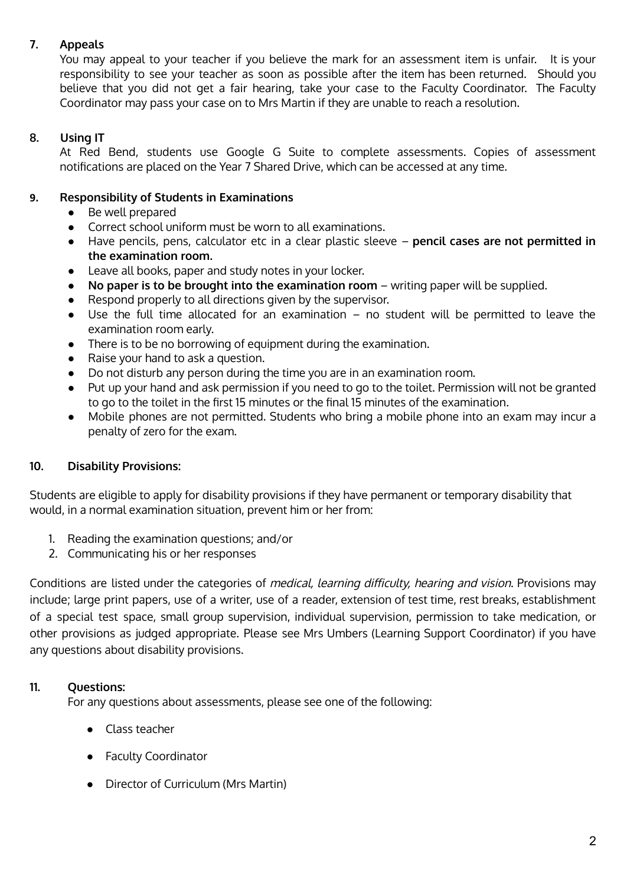## 7. Appeals

You may appeal to your teacher if you believe the mark for an assessment item is unfair. It is your responsibility to see your teacher as soon as possible after the item has been returned. Should you believe that you did not get a fair hearing, take your case to the Faculty Coordinator. The Faculty Coordinator may pass your case on to Mrs Martin if they are unable to reach a resolution.

## 8. Using IT

At Red Bend, students use Google G Suite to complete assessments. Copies of assessment notifications are placed on the Year 7 Shared Drive, which can be accessed at any time.

## 9. Responsibility of Students in Examinations

- Be well prepared
- Correct school uniform must be worn to all examinations.
- Have pencils, pens, calculator etc in a clear plastic sleeve – **pencil cases are not permitted in the examination room.**
- Leave all books, paper and study notes in your locker.
- **No paper is to be brought into the examination room** – writing paper will be supplied.
- Respond properly to all directions given by the supervisor.
- Use the full time allocated for an examination – no student will be permitted to leave the examination room early.
- There is to be no borrowing of equipment during the examination.
- Raise your hand to ask a question.
- Do not disturb any person during the time you are in an examination room.
- Put up your hand and ask permission if you need to go to the toilet. Permission will not be granted to go to the toilet in the first 15 minutes or the final 15 minutes of the examination.
- Mobile phones are not permitted. Students who bring a mobile phone into an exam may incur a penalty of zero for the exam.

## 10. Disability Provisions:

Students are eligible to apply for disability provisions if they have permanent or temporary disability that would, in a normal examination situation, prevent him or her from:

1. Reading the examination questions; and/or
2. Communicating his or her responses

Conditions are listed under the categories of *medical, learning difficulty, hearing and vision*. Provisions may include; large print papers, use of a writer, use of a reader, extension of test time, rest breaks, establishment of a special test space, small group supervision, individual supervision, permission to take medication, or other provisions as judged appropriate. Please see Mrs Umbers (Learning Support Coordinator) if you have any questions about disability provisions.

## 11. Questions:

For any questions about assessments, please see one of the following:

- Class teacher
- Faculty Coordinator
- Director of Curriculum (Mrs Martin)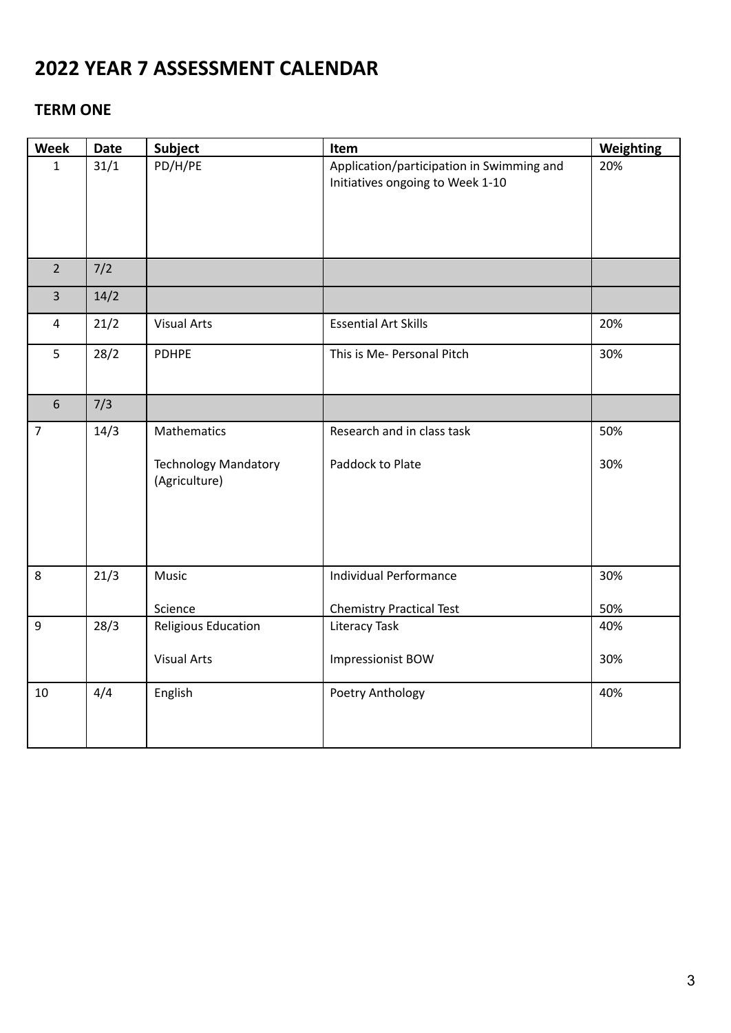# 2022 YEAR 7 ASSESSMENT CALENDAR

## TERM ONE

| Week | Date | Subject | Item | Weighting |
|---|---|---|---|---|
| 1 | 31/1 | PD/H/PE | Application/participation in Swimming and Initiatives ongoing to Week 1-10 | 20% |
| 2 | 7/2 | | | |
| 3 | 14/2 | | | |
| 4 | 21/2 | Visual Arts | Essential Art Skills | 20% |
| 5 | 28/2 | PDHPE | This is Me- Personal Pitch | 30% |
| 6 | 7/3 | | | |
| 7 | 14/3 | Mathematics<br><br>Technology Mandatory (Agriculture) | Research and in class task<br><br>Paddock to Plate | 50%<br><br>30% |
| 8 | 21/3 | Music<br><br>Science | Individual Performance<br><br>Chemistry Practical Test | 30%<br><br>50% |
| 9 | 28/3 | Religious Education<br><br>Visual Arts | Literacy Task<br><br>Impressionist BOW | 40%<br><br>30% |
| 10 | 4/4 | English | Poetry Anthology | 40% |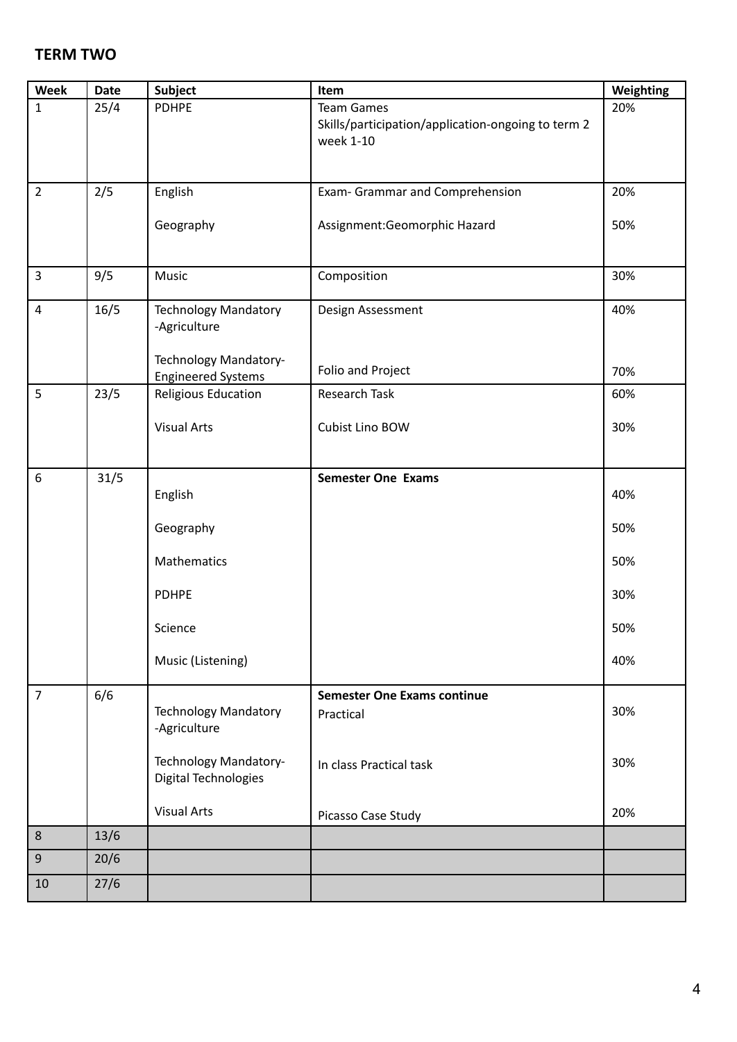## TERM TWO

| Week | Date | Subject | Item | Weighting |
|---|---|---|---|---|
| 1 | 25/4 | PDHPE | Team Games<br>Skills/participation/application-ongoing to term 2 week 1-10 | 20% |
| 2 | 2/5 | English<br><br>Geography | Exam- Grammar and Comprehension<br><br>Assignment:Geomorphic Hazard | 20%<br><br>50% |
| 3 | 9/5 | Music | Composition | 30% |
| 4 | 16/5 | Technology Mandatory -Agriculture<br><br>Technology Mandatory- Engineered Systems | Design Assessment<br><br>Folio and Project | 40%<br><br>70% |
| 5 | 23/5 | Religious Education<br><br>Visual Arts | Research Task<br><br>Cubist Lino BOW | 60%<br><br>30% |
| 6 | 31/5 | English<br><br>Geography<br><br>Mathematics<br><br>PDHPE<br><br>Science<br><br>Music (Listening) | **Semester One Exams** | 40%<br><br>50%<br><br>50%<br><br>30%<br><br>50%<br><br>40% |
| 7 | 6/6 | Technology Mandatory -Agriculture<br><br>Technology Mandatory- Digital Technologies<br><br>Visual Arts | **Semester One Exams continue**<br>Practical<br><br>In class Practical task<br><br>Picasso Case Study | 30%<br><br>30%<br><br>20% |
| 8 | 13/6 | | | |
| 9 | 20/6 | | | |
| 10 | 27/6 | | | |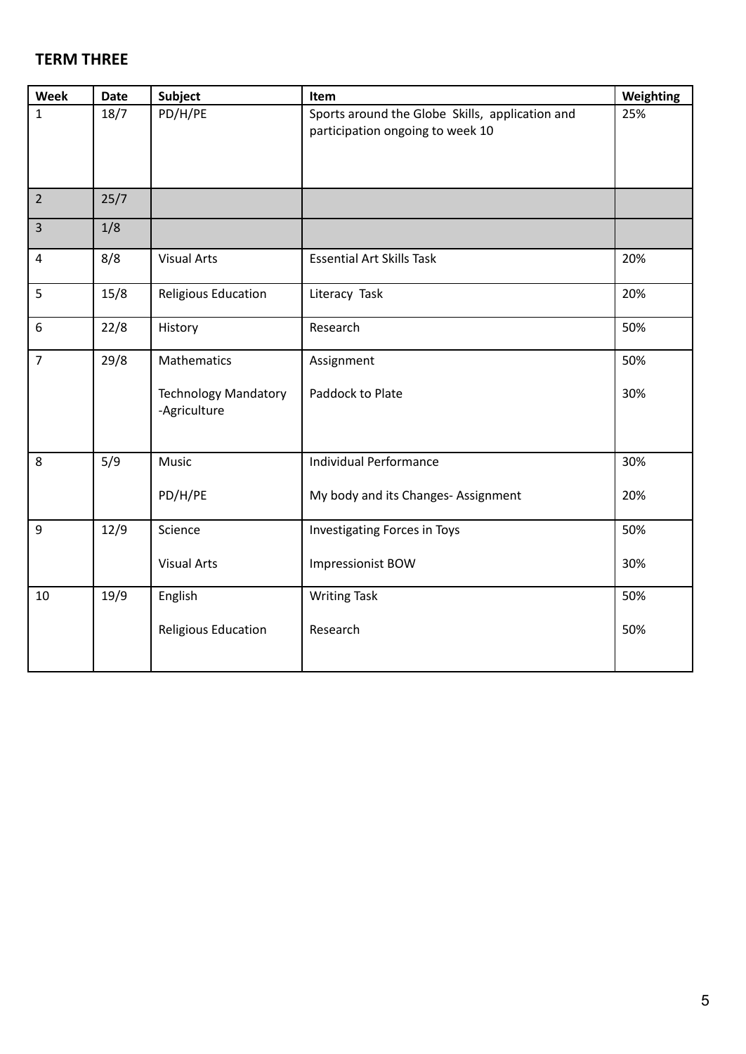## TERM THREE

| Week | Date | Subject | Item | Weighting |
|---|---|---|---|---|
| 1 | 18/7 | PD/H/PE | Sports around the Globe Skills, application and participation ongoing to week 10 | 25% |
| 2 | 25/7 | | | |
| 3 | 1/8 | | | |
| 4 | 8/8 | Visual Arts | Essential Art Skills Task | 20% |
| 5 | 15/8 | Religious Education | Literacy Task | 20% |
| 6 | 22/8 | History | Research | 50% |
| 7 | 29/8 | Mathematics<br><br>Technology Mandatory -Agriculture | Assignment<br><br>Paddock to Plate | 50%<br><br>30% |
| 8 | 5/9 | Music<br><br>PD/H/PE | Individual Performance<br><br>My body and its Changes- Assignment | 30%<br><br>20% |
| 9 | 12/9 | Science<br><br>Visual Arts | Investigating Forces in Toys<br><br>Impressionist BOW | 50%<br><br>30% |
| 10 | 19/9 | English<br><br>Religious Education | Writing Task<br><br>Research | 50%<br><br>50% |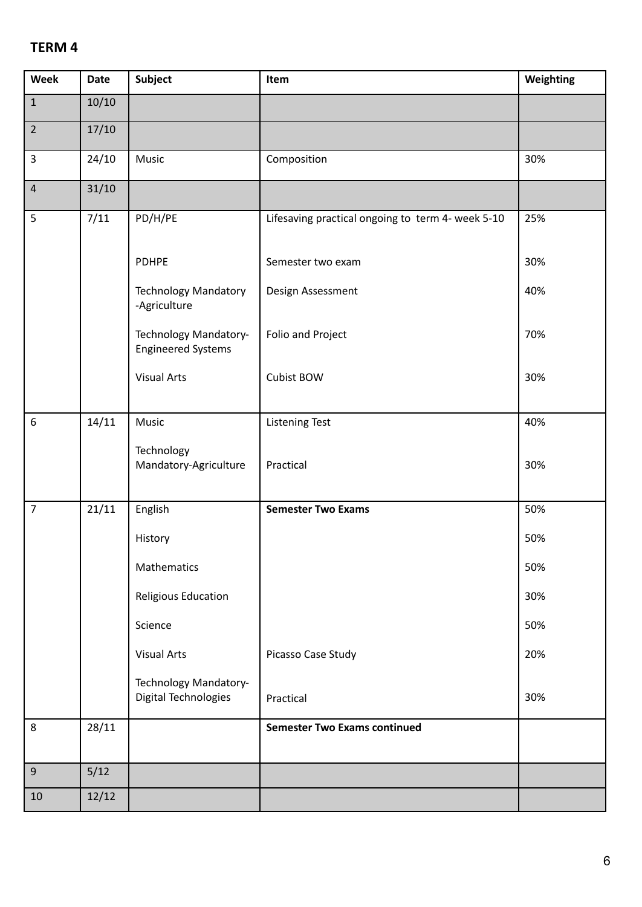## TERM 4

| Week | Date | Subject | Item | Weighting |
|---|---|---|---|---|
| 1 | 10/10 | | | |
| 2 | 17/10 | | | |
| 3 | 24/10 | Music | Composition | 30% |
| 4 | 31/10 | | | |
| 5 | 7/11 | PD/H/PE | Lifesaving practical ongoing to term 4- week 5-10 | 25% |
| | | PDHPE | Semester two exam | 30% |
| | | Technology Mandatory -Agriculture | Design Assessment | 40% |
| | | Technology Mandatory-Engineered Systems | Folio and Project | 70% |
| | | Visual Arts | Cubist BOW | 30% |
| 6 | 14/11 | Music | Listening Test | 40% |
| | | Technology Mandatory-Agriculture | Practical | 30% |
| 7 | 21/11 | English | **Semester Two Exams** | 50% |
| | | History | | 50% |
| | | Mathematics | | 50% |
| | | Religious Education | | 30% |
| | | Science | | 50% |
| | | Visual Arts | Picasso Case Study | 20% |
| | | Technology Mandatory-Digital Technologies | Practical | 30% |
| 8 | 28/11 | | **Semester Two Exams continued** | |
| 9 | 5/12 | | | |
| 10 | 12/12 | | | |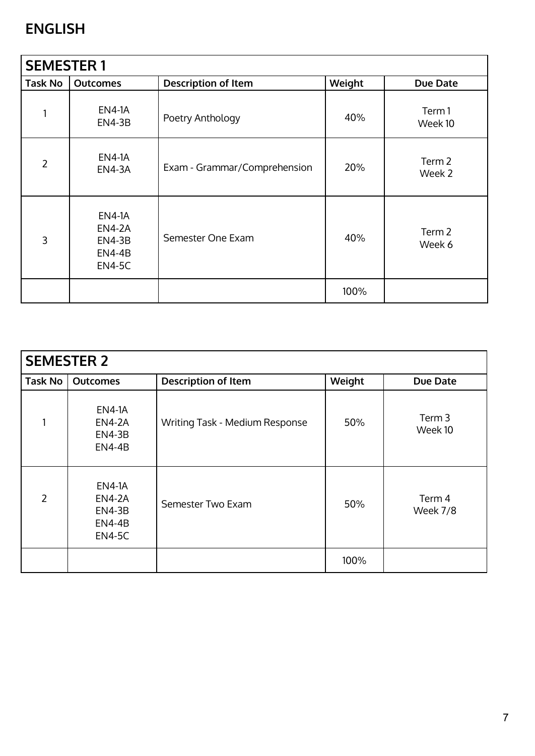# ENGLISH

| SEMESTER 1 | | | | |
|---|---|---|---|---|
| **Task No** | **Outcomes** | **Description of Item** | **Weight** | **Due Date** |
| 1 | EN4-1A<br>EN4-3B | Poetry Anthology | 40% | Term 1<br>Week 10 |
| 2 | EN4-1A<br>EN4-3A | Exam - Grammar/Comprehension | 20% | Term 2<br>Week 2 |
| 3 | EN4-1A<br>EN4-2A<br>EN4-3B<br>EN4-4B<br>EN4-5C | Semester One Exam | 40% | Term 2<br>Week 6 |
| | | | 100% | |

| SEMESTER 2 | | | | |
|---|---|---|---|---|
| **Task No** | **Outcomes** | **Description of Item** | **Weight** | **Due Date** |
| 1 | EN4-1A<br>EN4-2A<br>EN4-3B<br>EN4-4B | Writing Task - Medium Response | 50% | Term 3<br>Week 10 |
| 2 | EN4-1A<br>EN4-2A<br>EN4-3B<br>EN4-4B<br>EN4-5C | Semester Two Exam | 50% | Term 4<br>Week 7/8 |
| | | | 100% | |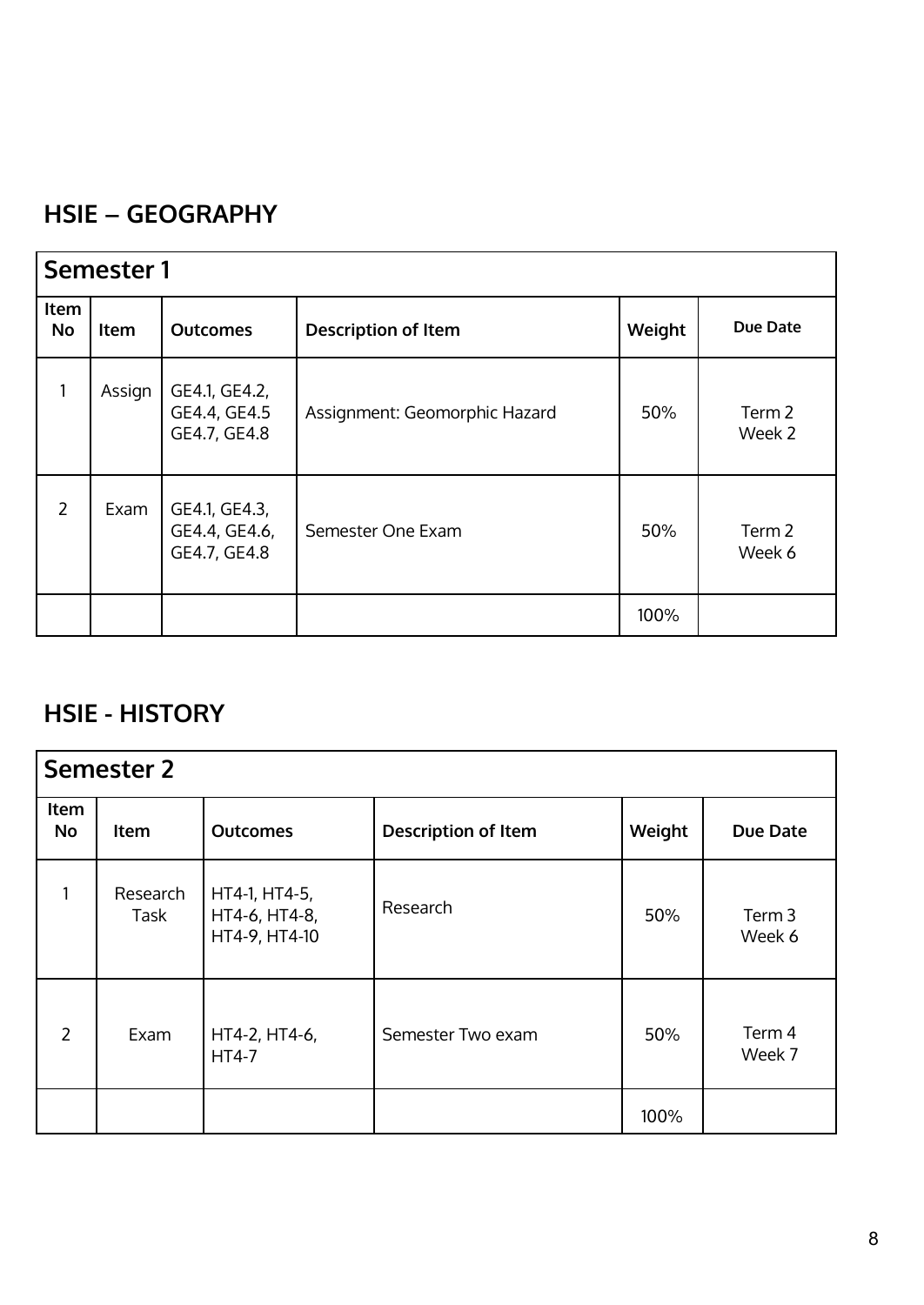## HSIE – GEOGRAPHY

| Semester 1 | | | | | |
|---|---|---|---|---|---|
| **Item No** | **Item** | **Outcomes** | **Description of Item** | **Weight** | **Due Date** |
| 1 | Assign | GE4.1, GE4.2, GE4.4, GE4.5 GE4.7, GE4.8 | Assignment: Geomorphic Hazard | 50% | Term 2 Week 2 |
| 2 | Exam | GE4.1, GE4.3, GE4.4, GE4.6, GE4.7, GE4.8 | Semester One Exam | 50% | Term 2 Week 6 |
| | | | | 100% | |

## HSIE - HISTORY

| Semester 2 | | | | | |
|---|---|---|---|---|---|
| **Item No** | **Item** | **Outcomes** | **Description of Item** | **Weight** | **Due Date** |
| 1 | Research Task | HT4-1, HT4-5, HT4-6, HT4-8, HT4-9, HT4-10 | Research | 50% | Term 3 Week 6 |
| 2 | Exam | HT4-2, HT4-6, HT4-7 | Semester Two exam | 50% | Term 4 Week 7 |
| | | | | 100% | |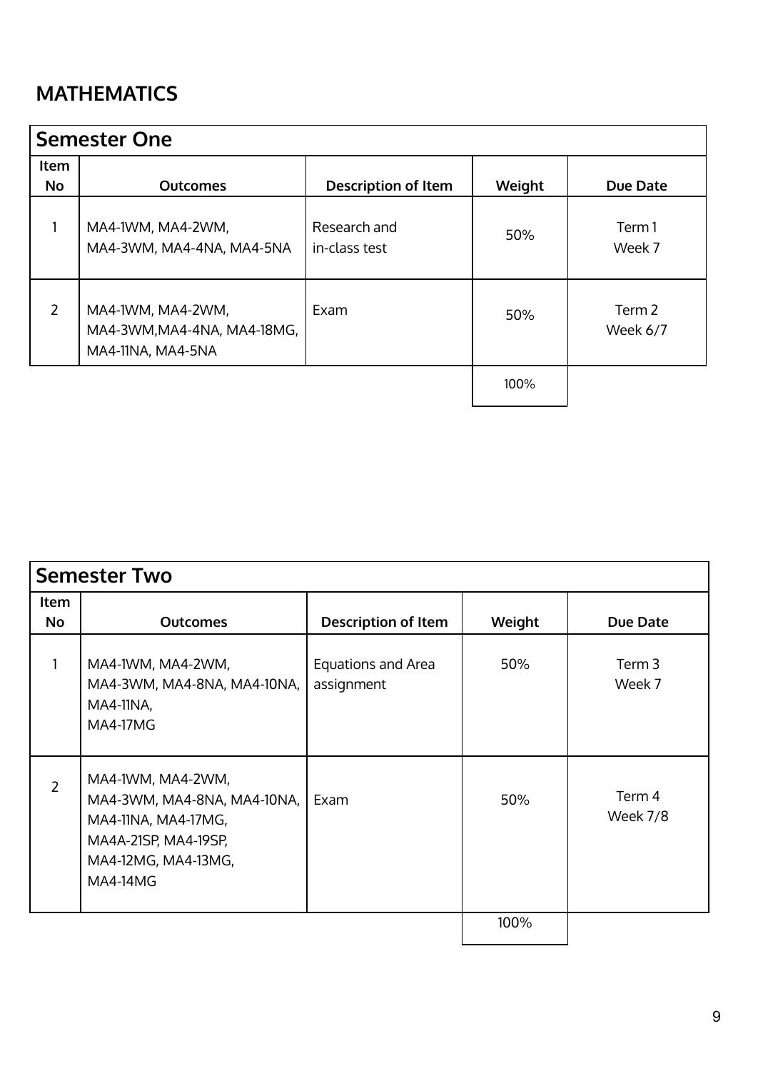# MATHEMATICS

| Semester One | | | | |
|---|---|---|---|---|
| Item No | Outcomes | Description of Item | Weight | Due Date |
| 1 | MA4-1WM, MA4-2WM, MA4-3WM, MA4-4NA, MA4-5NA | Research and in-class test | 50% | Term 1 Week 7 |
| 2 | MA4-1WM, MA4-2WM, MA4-3WM,MA4-4NA, MA4-18MG, MA4-11NA, MA4-5NA | Exam | 50% | Term 2 Week 6/7 |
| | | | 100% | |

| Semester Two | | | | |
|---|---|---|---|---|
| Item No | Outcomes | Description of Item | Weight | Due Date |
| 1 | MA4-1WM, MA4-2WM, MA4-3WM, MA4-8NA, MA4-10NA, MA4-11NA, MA4-17MG | Equations and Area assignment | 50% | Term 3 Week 7 |
| 2 | MA4-1WM, MA4-2WM, MA4-3WM, MA4-8NA, MA4-10NA, MA4-11NA, MA4-17MG, MA4A-21SP, MA4-19SP, MA4-12MG, MA4-13MG, MA4-14MG | Exam | 50% | Term 4 Week 7/8 |
| | | | 100% | |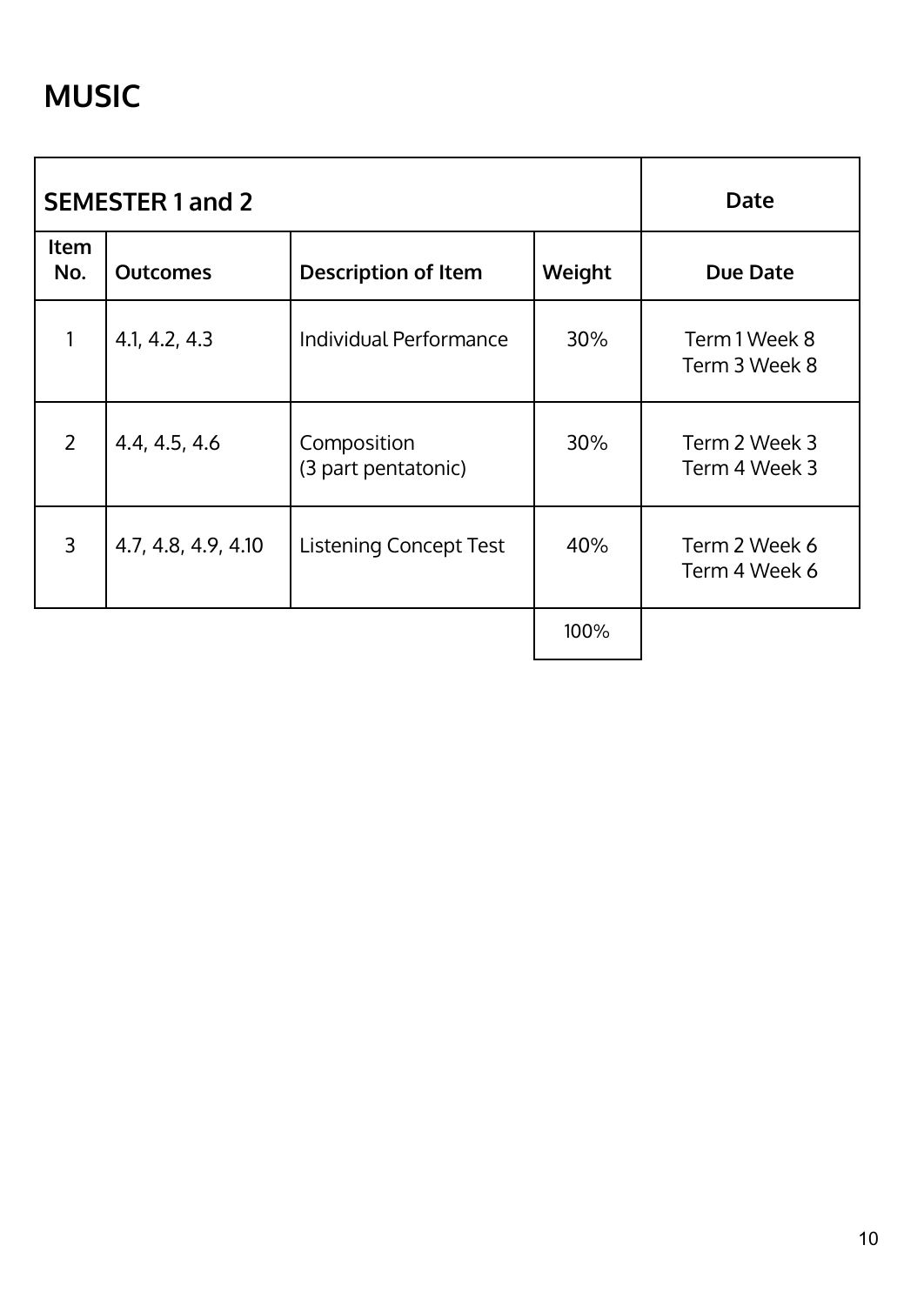# MUSIC

| SEMESTER 1 and 2 | | | | Date |
|---|---|---|---|---|
| Item No. | Outcomes | Description of Item | Weight | Due Date |
| 1 | 4.1, 4.2, 4.3 | Individual Performance | 30% | Term 1 Week 8<br>Term 3 Week 8 |
| 2 | 4.4, 4.5, 4.6 | Composition<br>(3 part pentatonic) | 30% | Term 2 Week 3<br>Term 4 Week 3 |
| 3 | 4.7, 4.8, 4.9, 4.10 | Listening Concept Test | 40% | Term 2 Week 6<br>Term 4 Week 6 |
| | | | 100% | |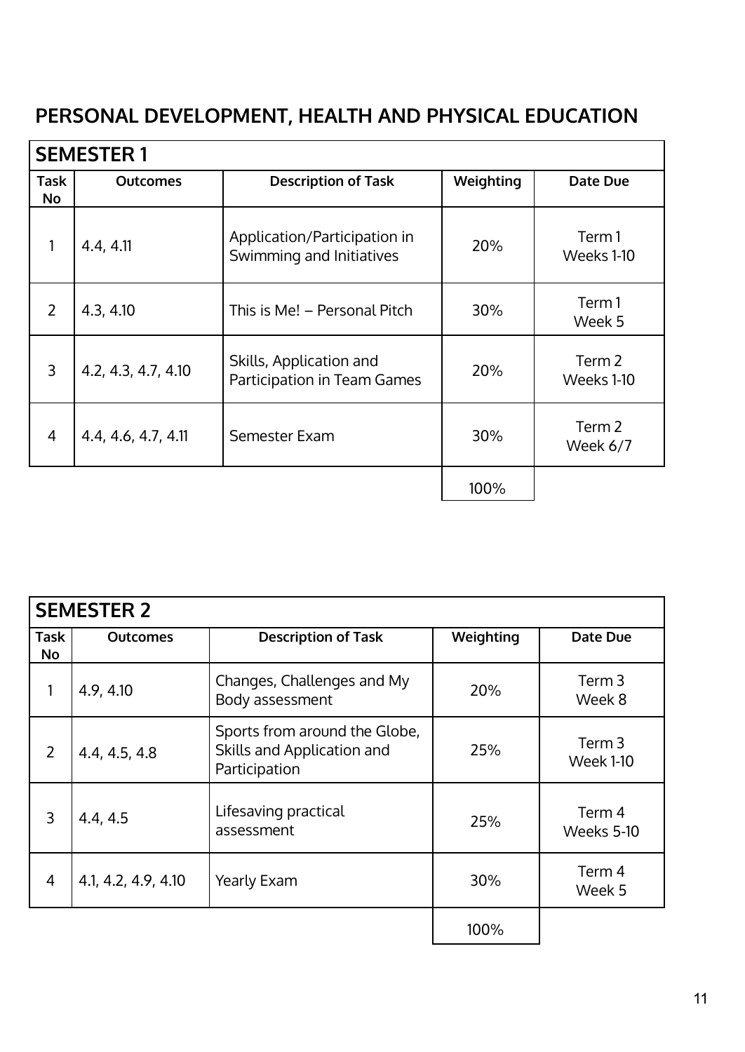# PERSONAL DEVELOPMENT, HEALTH AND PHYSICAL EDUCATION

## SEMESTER 1

| Task No | Outcomes | Description of Task | Weighting | Date Due |
|---|---|---|---|---|
| 1 | 4.4, 4.11 | Application/Participation in Swimming and Initiatives | 20% | Term 1 Weeks 1-10 |
| 2 | 4.3, 4.10 | This is Me! – Personal Pitch | 30% | Term 1 Week 5 |
| 3 | 4.2, 4.3, 4.7, 4.10 | Skills, Application and Participation in Team Games | 20% | Term 2 Weeks 1-10 |
| 4 | 4.4, 4.6, 4.7, 4.11 | Semester Exam | 30% | Term 2 Week 6/7 |
| | | | 100% | |

## SEMESTER 2

| Task No | Outcomes | Description of Task | Weighting | Date Due |
|---|---|---|---|---|
| 1 | 4.9, 4.10 | Changes, Challenges and My Body assessment | 20% | Term 3 Week 8 |
| 2 | 4.4, 4.5, 4.8 | Sports from around the Globe, Skills and Application and Participation | 25% | Term 3 Week 1-10 |
| 3 | 4.4, 4.5 | Lifesaving practical assessment | 25% | Term 4 Weeks 5-10 |
| 4 | 4.1, 4.2, 4.9, 4.10 | Yearly Exam | 30% | Term 4 Week 5 |
| | | | 100% | |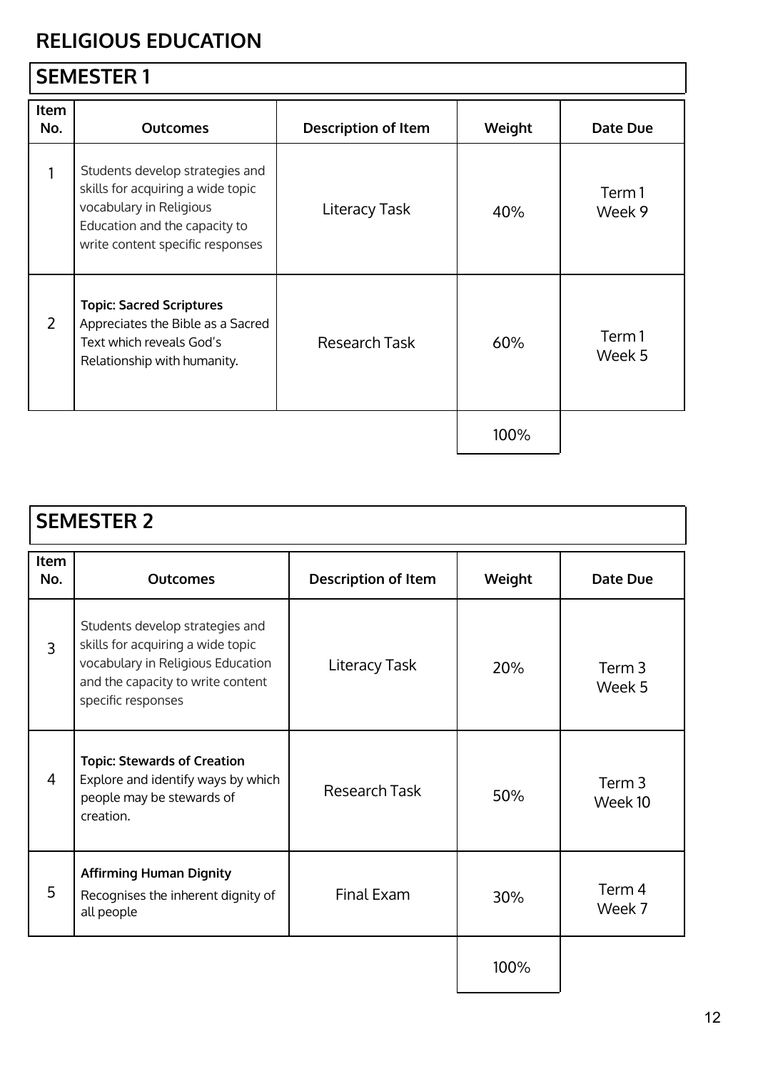# RELIGIOUS EDUCATION

## SEMESTER 1

| Item No. | Outcomes | Description of Item | Weight | Date Due |
|---|---|---|---|---|
| 1 | Students develop strategies and skills for acquiring a wide topic vocabulary in Religious Education and the capacity to write content specific responses | Literacy Task | 40% | Term 1 Week 9 |
| 2 | **Topic: Sacred Scriptures** Appreciates the Bible as a Sacred Text which reveals God's Relationship with humanity. | Research Task | 60% | Term 1 Week 5 |
| | | | 100% | |

## SEMESTER 2

| Item No. | Outcomes | Description of Item | Weight | Date Due |
|---|---|---|---|---|
| 3 | Students develop strategies and skills for acquiring a wide topic vocabulary in Religious Education and the capacity to write content specific responses | Literacy Task | 20% | Term 3 Week 5 |
| 4 | **Topic: Stewards of Creation** Explore and identify ways by which people may be stewards of creation. | Research Task | 50% | Term 3 Week 10 |
| 5 | **Affirming Human Dignity** Recognises the inherent dignity of all people | Final Exam | 30% | Term 4 Week 7 |
| | | | 100% | |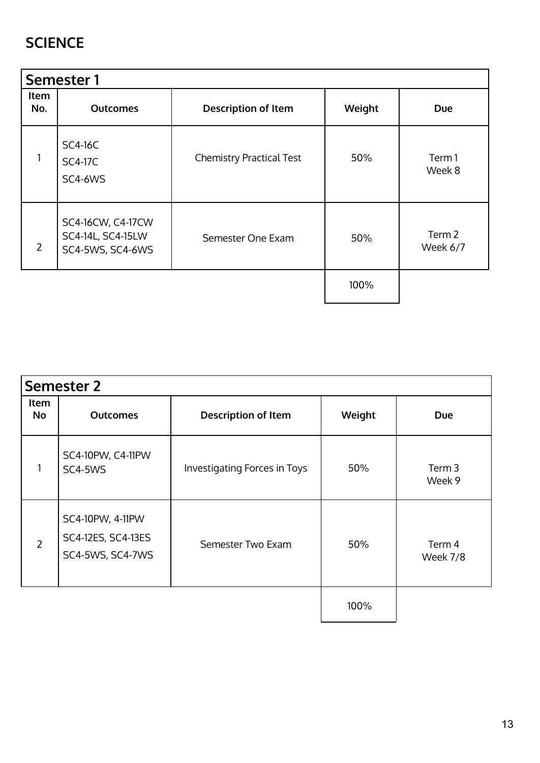## SCIENCE

| Semester 1 | | | | |
|---|---|---|---|---|
| **Item No.** | **Outcomes** | **Description of Item** | **Weight** | **Due** |
| 1 | SC4-16C<br>SC4-17C<br>SC4-6WS | Chemistry Practical Test | 50% | Term 1<br>Week 8 |
| 2 | SC4-16CW, C4-17CW<br>SC4-14L, SC4-15LW<br>SC4-5WS, SC4-6WS | Semester One Exam | 50% | Term 2<br>Week 6/7 |
| | | | 100% | |

| Semester 2 | | | | |
|---|---|---|---|---|
| **Item No** | **Outcomes** | **Description of Item** | **Weight** | **Due** |
| 1 | SC4-10PW, C4-11PW<br>SC4-5WS | Investigating Forces in Toys | 50% | Term 3<br>Week 9 |
| 2 | SC4-10PW, 4-11PW<br>SC4-12ES, SC4-13ES<br>SC4-5WS, SC4-7WS | Semester Two Exam | 50% | Term 4<br>Week 7/8 |
| | | | 100% | |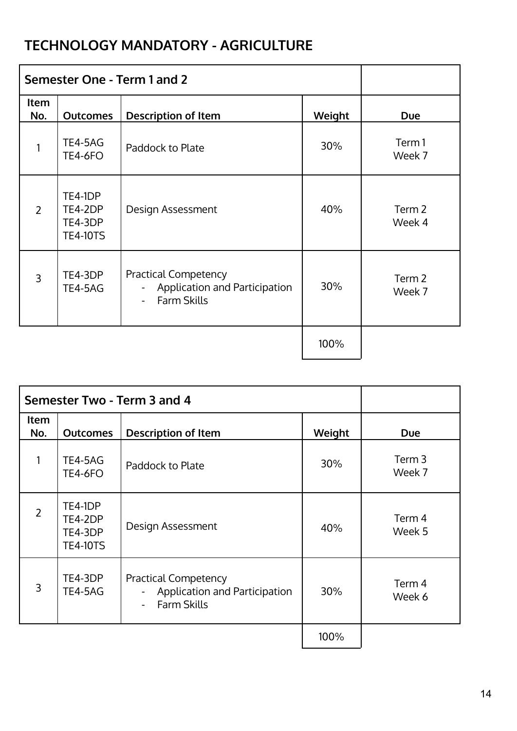## TECHNOLOGY MANDATORY - AGRICULTURE

| Semester One - Term 1 and 2 | | | | |
|---|---|---|---|---|
| **Item No.** | **Outcomes** | **Description of Item** | **Weight** | **Due** |
| 1 | TE4-5AG<br>TE4-6FO | Paddock to Plate | 30% | Term 1<br>Week 7 |
| 2 | TE4-1DP<br>TE4-2DP<br>TE4-3DP<br>TE4-10TS | Design Assessment | 40% | Term 2<br>Week 4 |
| 3 | TE4-3DP<br>TE4-5AG | Practical Competency<br>- Application and Participation<br>- Farm Skills | 30% | Term 2<br>Week 7 |
| | | | 100% | |

| Semester Two - Term 3 and 4 | | | | |
|---|---|---|---|---|
| **Item No.** | **Outcomes** | **Description of Item** | **Weight** | **Due** |
| 1 | TE4-5AG<br>TE4-6FO | Paddock to Plate | 30% | Term 3<br>Week 7 |
| 2 | TE4-1DP<br>TE4-2DP<br>TE4-3DP<br>TE4-10TS | Design Assessment | 40% | Term 4<br>Week 5 |
| 3 | TE4-3DP<br>TE4-5AG | Practical Competency<br>- Application and Participation<br>- Farm Skills | 30% | Term 4<br>Week 6 |
| | | | 100% | |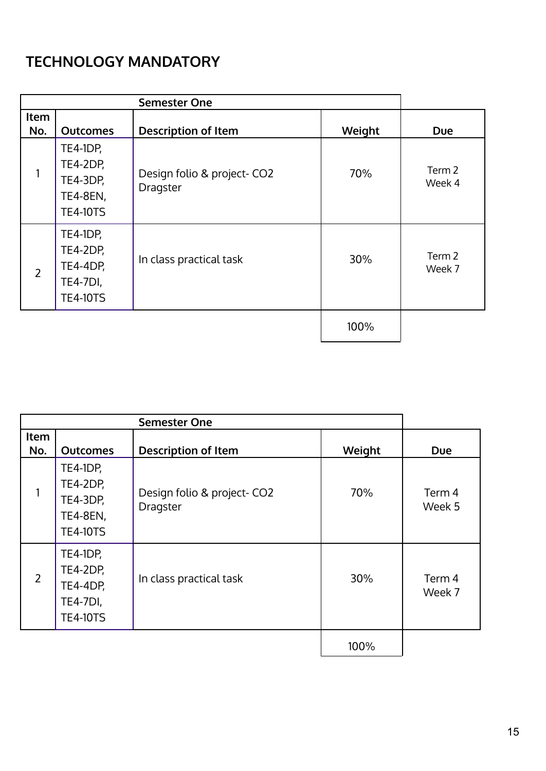## TECHNOLOGY MANDATORY

| Semester One | | | | |
|---|---|---|---|---|
| Item No. | Outcomes | Description of Item | Weight | Due |
| 1 | TE4-1DP, TE4-2DP, TE4-3DP, TE4-8EN, TE4-10TS | Design folio & project- $CO_2$ Dragster | 70% | Term 2 Week 4 |
| 2 | TE4-1DP, TE4-2DP, TE4-4DP, TE4-7DI, TE4-10TS | In class practical task | 30% | Term 2 Week 7 |
| | | | 100% | |

| Semester One | | | | |
|---|---|---|---|---|
| Item No. | Outcomes | Description of Item | Weight | Due |
| 1 | TE4-1DP, TE4-2DP, TE4-3DP, TE4-8EN, TE4-10TS | Design folio & project- $CO_2$ Dragster | 70% | Term 4 Week 5 |
| 2 | TE4-1DP, TE4-2DP, TE4-4DP, TE4-7DI, TE4-10TS | In class practical task | 30% | Term 4 Week 7 |
| | | | 100% | |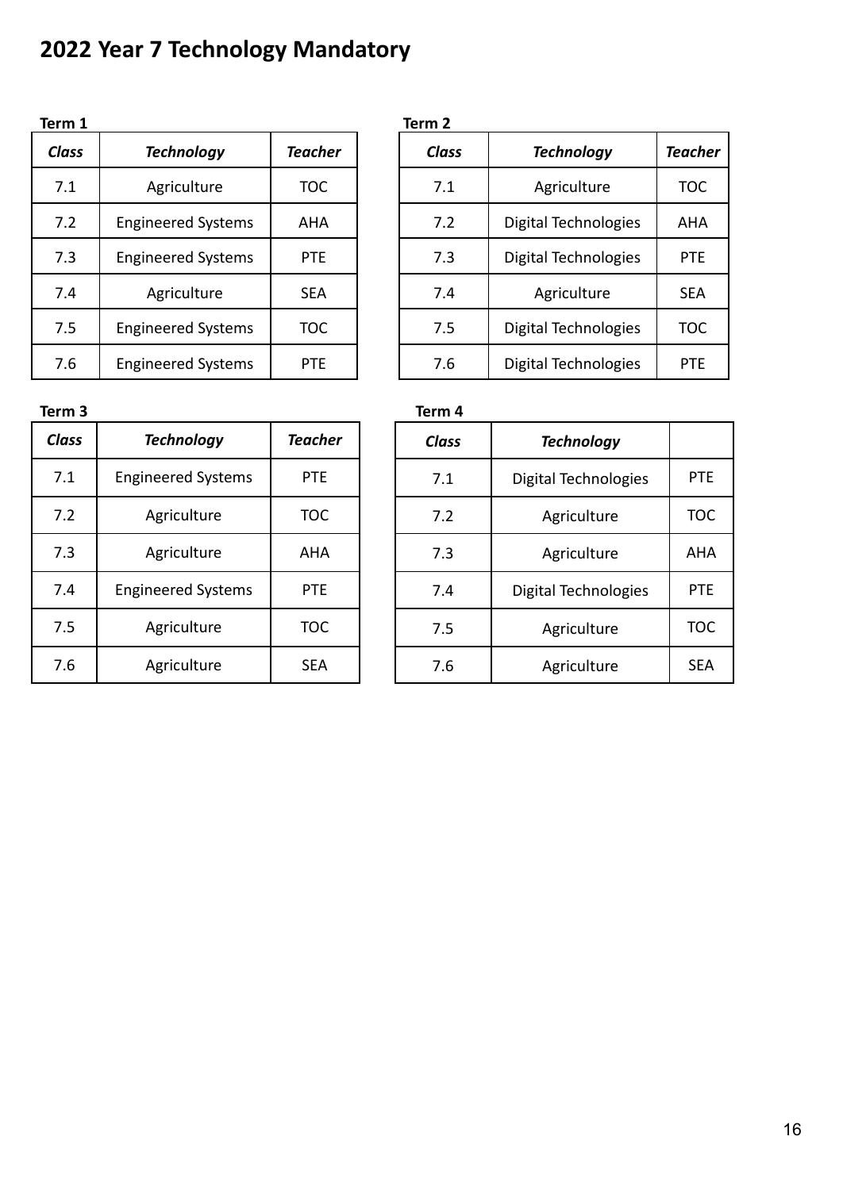# 2022 Year 7 Technology Mandatory

**Term 1**

| *Class* | *Technology* | *Teacher* |
|---|---|---|
| 7.1 | Agriculture | TOC |
| 7.2 | Engineered Systems | AHA |
| 7.3 | Engineered Systems | PTE |
| 7.4 | Agriculture | SEA |
| 7.5 | Engineered Systems | TOC |
| 7.6 | Engineered Systems | PTE |

**Term 2**

| *Class* | *Technology* | *Teacher* |
|---|---|---|
| 7.1 | Agriculture | TOC |
| 7.2 | Digital Technologies | AHA |
| 7.3 | Digital Technologies | PTE |
| 7.4 | Agriculture | SEA |
| 7.5 | Digital Technologies | TOC |
| 7.6 | Digital Technologies | PTE |

**Term 3**

| *Class* | *Technology* | *Teacher* |
|---|---|---|
| 7.1 | Engineered Systems | PTE |
| 7.2 | Agriculture | TOC |
| 7.3 | Agriculture | AHA |
| 7.4 | Engineered Systems | PTE |
| 7.5 | Agriculture | TOC |
| 7.6 | Agriculture | SEA |

**Term 4**

| *Class* | *Technology* | |
|---|---|---|
| 7.1 | Digital Technologies | PTE |
| 7.2 | Agriculture | TOC |
| 7.3 | Agriculture | AHA |
| 7.4 | Digital Technologies | PTE |
| 7.5 | Agriculture | TOC |
| 7.6 | Agriculture | SEA |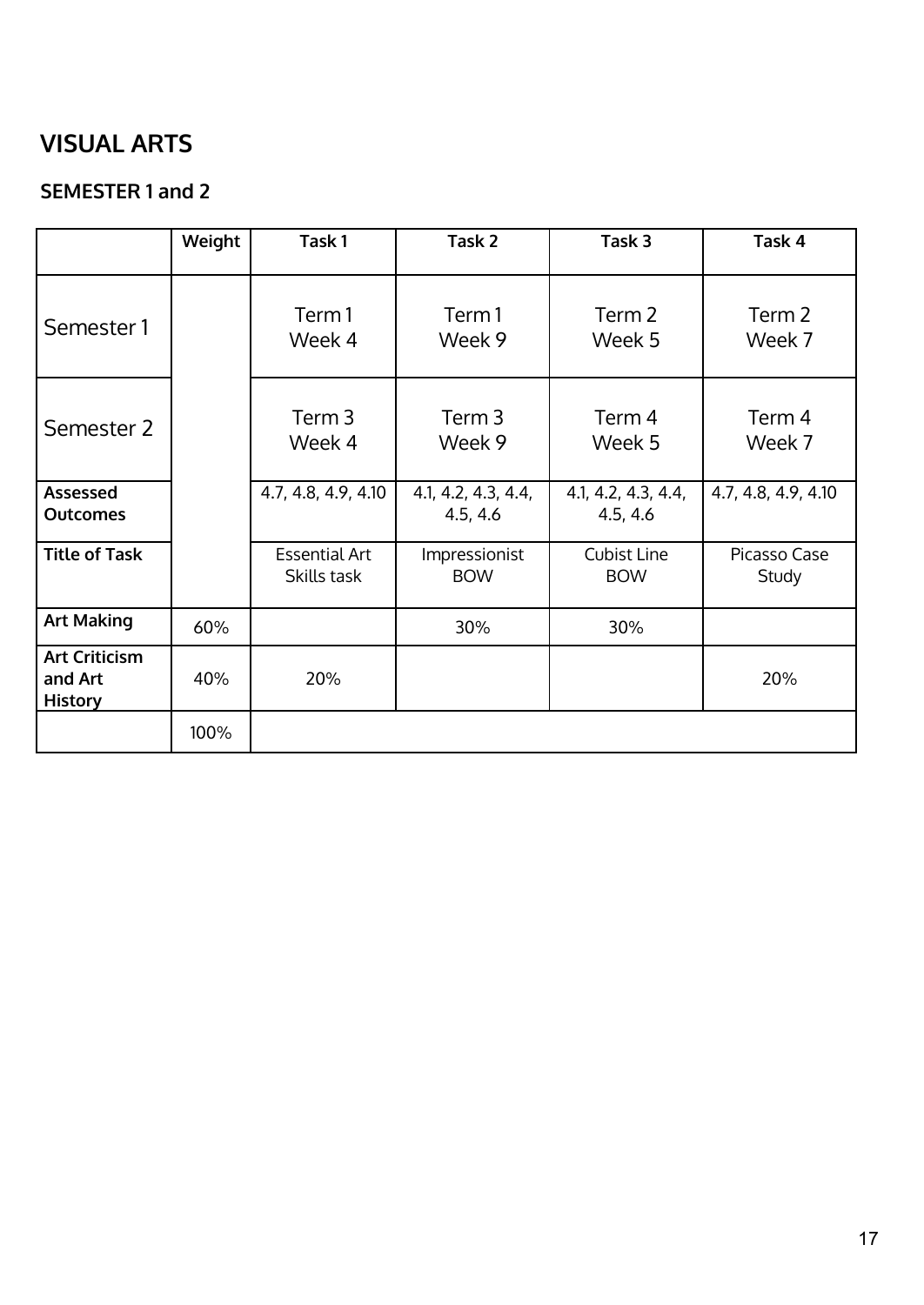# VISUAL ARTS

### SEMESTER 1 and 2

| | Weight | Task 1 | Task 2 | Task 3 | Task 4 |
|---|---|---|---|---|---|
| Semester 1 | | Term 1 Week 4 | Term 1 Week 9 | Term 2 Week 5 | Term 2 Week 7 |
| Semester 2 | | Term 3 Week 4 | Term 3 Week 9 | Term 4 Week 5 | Term 4 Week 7 |
| **Assessed Outcomes** | | 4.7, 4.8, 4.9, 4.10 | 4.1, 4.2, 4.3, 4.4, 4.5, 4.6 | 4.1, 4.2, 4.3, 4.4, 4.5, 4.6 | 4.7, 4.8, 4.9, 4.10 |
| **Title of Task** | | Essential Art Skills task | Impressionist BOW | Cubist Line BOW | Picasso Case Study |
| **Art Making** | 60% | | 30% | 30% | |
| **Art Criticism and Art History** | 40% | 20% | | | 20% |
| | 100% | | | | |